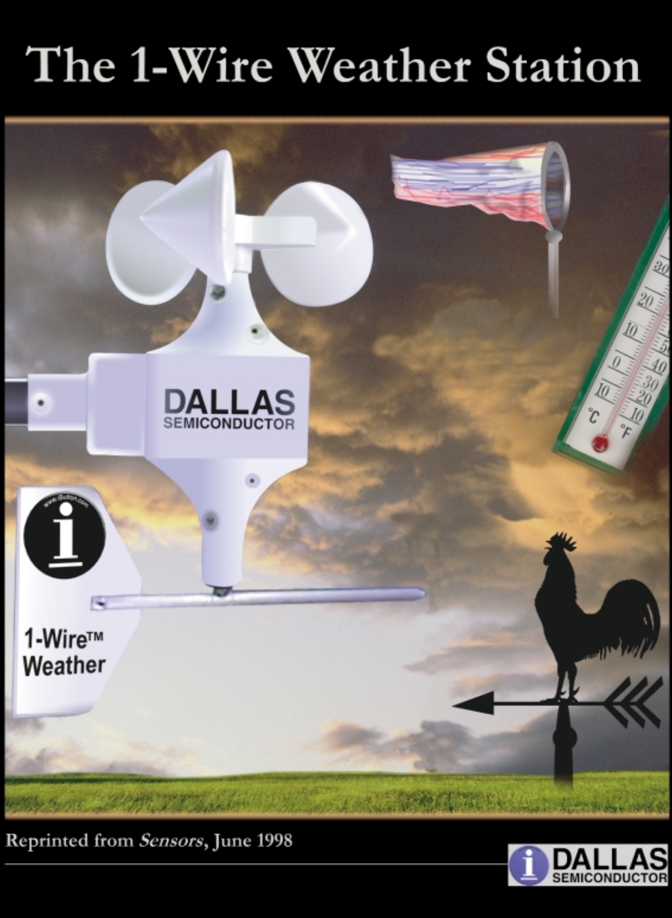# The 1-Wire Weather Station

Reprinted from *Sensors*, June 1998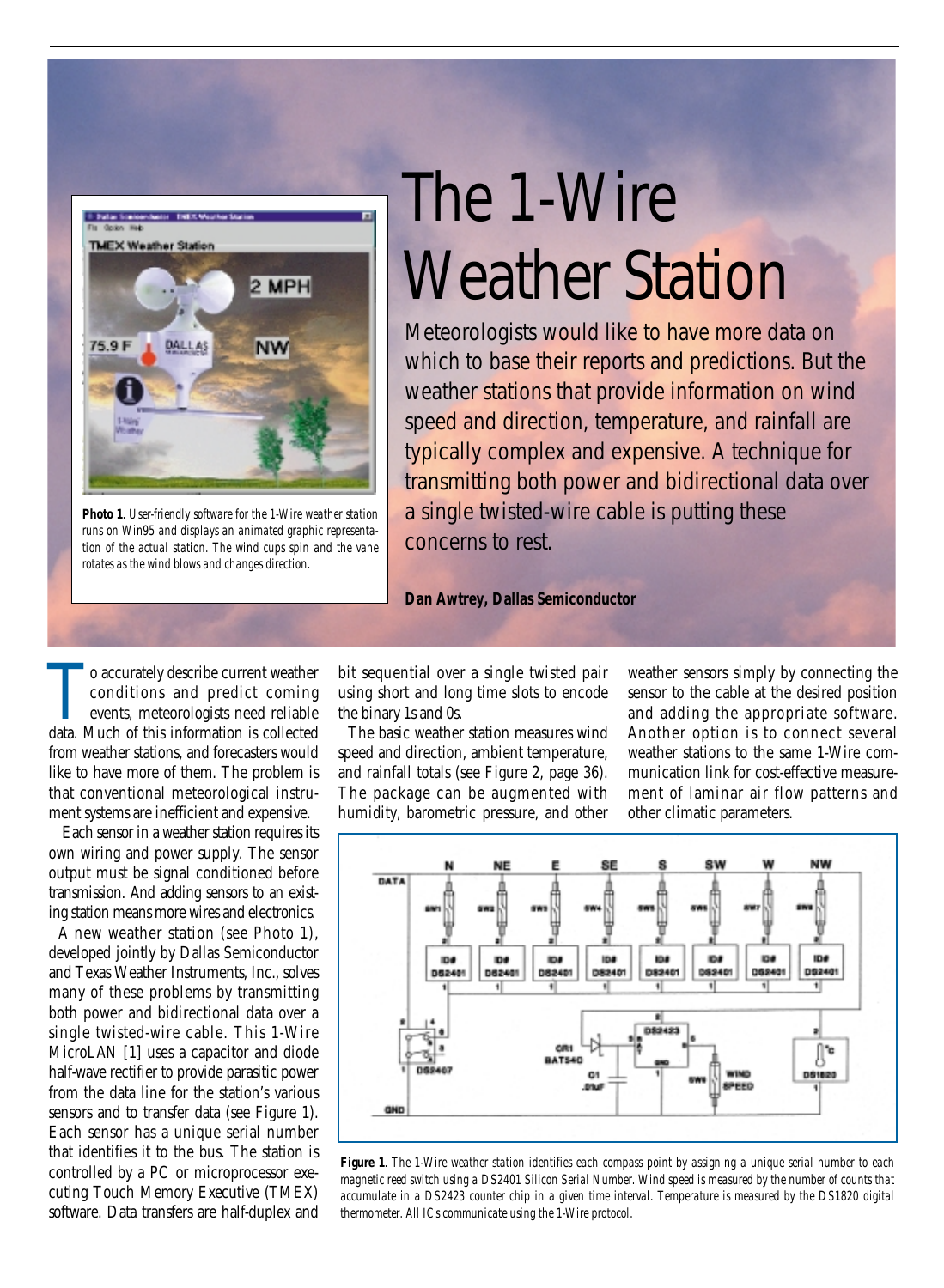# The 1-Wire Weather Station

Meteorologists would like to have more data on which to base their reports and predictions. But the weather stations that provide information on wind speed and direction, temperature, and rainfall are typically complex and expensive. A technique for transmitting both power and bidirectional data over a single twisted-wire cable is putting these concerns to rest.

**Dan Awtrey, Dallas Semiconductor**

**Photo 1**. *User-friendly software for the 1-Wire weather station runs on Win95 and displays an animated graphic representation of the actual station. The wind cups spin and the vane rotates as the wind blows and changes direction.*

To accurately describe current weather conditions and predict coming events, meteorologists need reliable data. Much of this information is collected from weather stations, and forecasters would like to have more of them. The problem is that conventional meteorological instrument systems are inefficient and expensive.

Each sensor in a weather station requires its own wiring and power supply. The sensor output must be signal conditioned before transmission. And adding sensors to an existing station means more wires and electronics.

A new weather station (see Photo 1), developed jointly by Dallas Semiconductor and Texas Weather Instruments, Inc., solves many of these problems by transmitting both power and bidirectional data over a single twisted-wire cable. This 1-Wire MicroLAN [1] uses a capacitor and diode half-wave rectifier to provide parasitic power from the data line for the station's various sensors and to transfer data (see Figure 1). Each sensor has a unique serial number that identifies it to the bus. The station is controlled by a PC or microprocessor executing Touch Memory Executive (TMEX) software. Data transfers are half-duplex and bit sequential over a single twisted pair using short and long time slots to encode the binary 1s and 0s.

The basic weather station measures wind speed and direction, ambient temperature, and rainfall totals (see Figure 2, page 36). The package can be augmented with humidity, barometric pressure, and other weather sensors simply by connecting the sensor to the cable at the desired position and adding the appropriate software. Another option is to connect several weather stations to the same 1-Wire communication link for cost-effective measurement of laminar air flow patterns and other climatic parameters.

**Figure 1**. *The 1-Wire weather station identifies each compass point by assigning a unique serial number to each magnetic reed switch using a DS2401 Silicon Serial Number. Wind speed is measured by the number of counts that accumulate in a DS2423 counter chip in a given time interval. Temperature is measured by the DS1820 digital thermometer. All ICs communicate using the 1-Wire protocol.*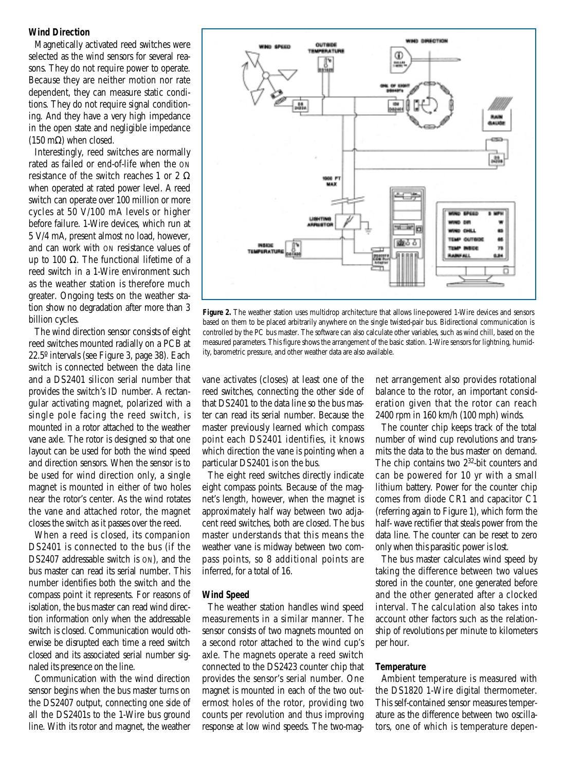### Wind Direction

Magnetically activated reed switches were selected as the wind sensors for several reasons. They do not require power to operate. Because they are neither motion nor rate dependent, they can measure static conditions. They do not require signal conditioning. And they have a very high impedance in the open state and negligible impedance (150 mΩ) when closed.

Interestingly, reed switches are normally rated as failed or end-of-life when the ON resistance of the switch reaches 1 or 2 Ω when operated at rated power level. A reed switch can operate over 100 million or more cycles at 50 V/100 mA levels or higher before failure. 1-Wire devices, which run at 5 V/4 mA, present almost no load, however, and can work with ON resistance values of up to 100 Ω. The functional lifetime of a reed switch in a 1-Wire environment such as the weather station is therefore much greater. Ongoing tests on the weather station show no degradation after more than 3 billion cycles.

The wind direction sensor consists of eight reed switches mounted radially on a PCB at 22.5º intervals (see Figure 3, page 38). Each switch is connected between the data line and a DS2401 silicon serial number that provides the switch's ID number. A rectangular activating magnet, polarized with a single pole facing the reed switch, is mounted in a rotor attached to the weather vane axle. The rotor is designed so that one layout can be used for both the wind speed and direction sensors. When the sensor is to be used for wind direction only, a single magnet is mounted in either of two holes near the rotor's center. As the wind rotates the vane and attached rotor, the magnet closes the switch as it passes over the reed.

When a reed is closed, its companion DS2401 is connected to the bus (if the DS2407 addressable switch is ON), and the bus master can read its serial number. This number identifies both the switch and the compass point it represents. For reasons of isolation, the bus master can read wind direction information only when the addressable switch is closed. Communication would otherwise be disrupted each time a reed switch closed and its associated serial number signaled its presence on the line.

Communication with the wind direction sensor begins when the bus master turns on the DS2407 output, connecting one side of all the DS2401s to the 1-Wire bus ground line. With its rotor and magnet, the weather vane activates (closes) at least one of the reed switches, connecting the other side of that DS2401 to the data line so the bus master can read its serial number. Because the master previously learned which compass point each DS2401 identifies, it knows which direction the vane is pointing when a particular DS2401 is on the bus.

The eight reed switches directly indicate eight compass points. Because of the magnet's length, however, when the magnet is approximately half way between two adjacent reed switches, both are closed. The bus master understands that this means the weather vane is midway between two compass points, so 8 additional points are inferred, for a total of 16.

**Figure 2.** The weather station uses multidrop architecture that allows line-powered 1-Wire devices and sensors based on them to be placed arbitrarily anywhere on the single twisted-pair bus. Bidirectional communication is controlled by the PC bus master. The software can also calculate other variables, such as wind chill, based on the measured parameters. This figure shows the arrangement of the basic station. 1-Wire sensors for lightning, humidity, barometric pressure, and other weather data are also available.

### Wind Speed

The weather station handles wind speed measurements in a similar manner. The sensor consists of two magnets mounted on a second rotor attached to the wind cup's axle. The magnets operate a reed switch connected to the DS2423 counter chip that provides the sensor's serial number. One magnet is mounted in each of the two outermost holes of the rotor, providing two counts per revolution and thus improving response at low wind speeds. The two-magnet arrangement also provides rotational balance to the rotor, an important consideration given that the rotor can reach 2400 rpm in 160 km/h (100 mph) winds.

The counter chip keeps track of the total number of wind cup revolutions and transmits the data to the bus master on demand. The chip contains two $2^{32}$-bit counters and can be powered for 10 yr with a small lithium battery. Power for the counter chip comes from diode CR1 and capacitor C1 (referring again to Figure 1), which form the half-wave rectifier that steals power from the data line. The counter can be reset to zero only when this parasitic power is lost.

The bus master calculates wind speed by taking the difference between two values stored in the counter, one generated before and the other generated after a clocked interval. The calculation also takes into account other factors such as the relationship of revolutions per minute to kilometers per hour.

### Temperature

Ambient temperature is measured with the DS1820 1-Wire digital thermometer. This self-contained sensor measures temperature as the difference between two oscillators, one of which is temperature depen-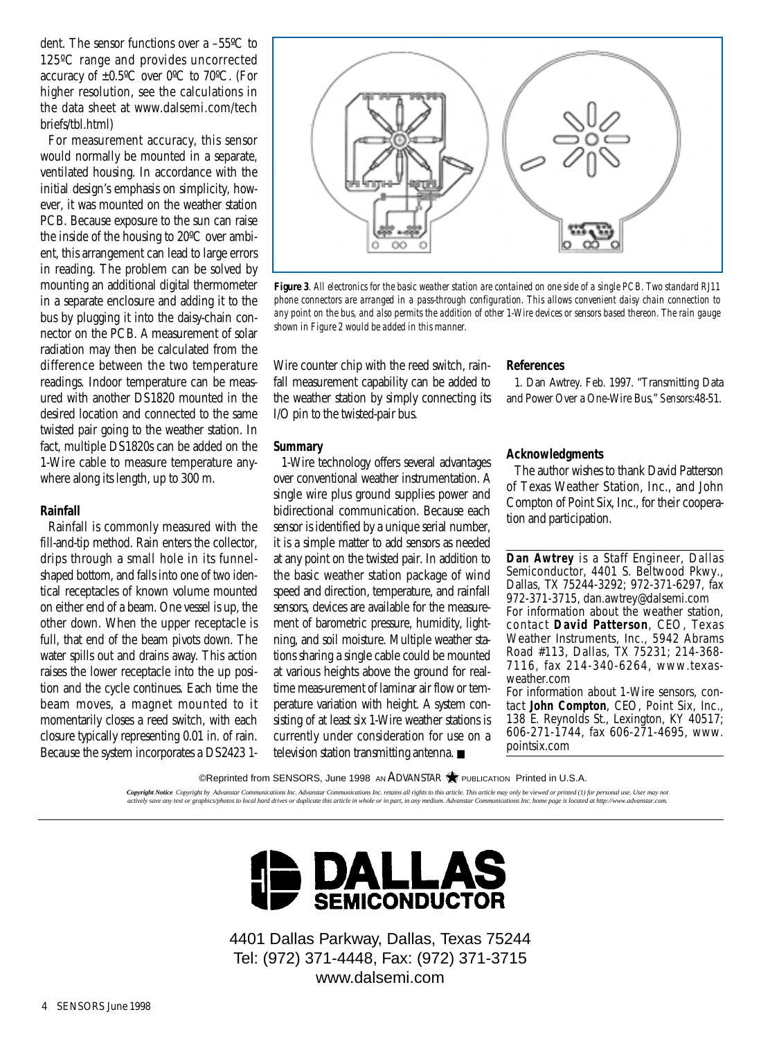dent. The sensor functions over a –55ºC to 125ºC range and provides uncorrected accuracy of ±0.5ºC over 0ºC to 70ºC. (For higher resolution, see the calculations in the data sheet at www.dalsemi.com/tech briefs/tbl.html)

For measurement accuracy, this sensor would normally be mounted in a separate, ventilated housing. In accordance with the initial design's emphasis on simplicity, however, it was mounted on the weather station PCB. Because exposure to the sun can raise the inside of the housing to 20ºC over ambient, this arrangement can lead to large errors in reading. The problem can be solved by mounting an additional digital thermometer in a separate enclosure and adding it to the bus by plugging it into the daisy-chain connector on the PCB. A measurement of solar radiation may then be calculated from the difference between the two temperature readings. Indoor temperature can be measured with another DS1820 mounted in the desired location and connected to the same twisted pair going to the weather station. In fact, multiple DS1820s can be added on the 1-Wire cable to measure temperature anywhere along its length, up to 300 m.

**Rainfall**

Rainfall is commonly measured with the fill-and-tip method. Rain enters the collector, drips through a small hole in its funnel-shaped bottom, and falls into one of two identical receptacles of known volume mounted on either end of a beam. One vessel is up, the other down. When the upper receptacle is full, that end of the beam pivots down. The water spills out and drains away. This action raises the lower receptacle into the up position and the cycle continues. Each time the beam moves, a magnet mounted to it momentarily closes a reed switch, with each closure typically representing 0.01 in. of rain. Because the system incorporates a DS2423 1-Wire counter chip with the reed switch, rainfall measurement capability can be added to the weather station by simply connecting its I/O pin to the twisted-pair bus.

**Figure 3**. *All electronics for the basic weather station are contained on one side of a single PCB. Two standard RJ11 phone connectors are arranged in a pass-through configuration. This allows convenient daisy chain connection to any point on the bus, and also permits the addition of other 1-Wire devices or sensors based thereon. The rain gauge shown in Figure 2 would be added in this manner.*

**Summary**

1-Wire technology offers several advantages over conventional weather instrumentation. A single wire plus ground supplies power and bidirectional communication. Because each sensor is identified by a unique serial number, it is a simple matter to add sensors as needed at any point on the twisted pair. In addition to the basic weather station package of wind speed and direction, temperature, and rainfall sensors, devices are available for the measurement of barometric pressure, humidity, lightning, and soil moisture. Multiple weather stations sharing a single cable could be mounted at various heights above the ground for real-time meas-urement of laminar air flow or temperature variation with height. A system consisting of at least six 1-Wire weather stations is currently under consideration for use on a television station transmitting antenna. ■

**References**

1. Dan Awtrey. Feb. 1997. "Transmitting Data and Power Over a One-Wire Bus," *Sensors*:48-51.

**Acknowledgments**

The author wishes to thank David Patterson of Texas Weather Station, Inc., and John Compton of Point Six, Inc., for their cooperation and participation.

**Dan Awtrey** is a Staff Engineer, Dallas Semiconductor, 4401 S. Beltwood Pkwy., Dallas, TX 75244-3292; 972-371-6297, fax 972-371-3715, dan.awtrey@dalsemi.com
For information about the weather station, contact **David Patterson**, CEO, Texas Weather Instruments, Inc., 5942 Abrams Road #113, Dallas, TX 75231; 214-368-7116, fax 214-340-6264, www.texasweather.com
For information about 1-Wire sensors, contact **John Compton**, CEO, Point Six, Inc., 138 E. Reynolds St., Lexington, KY 40517; 606-271-1744, fax 606-271-4695, www.pointsix.com

©Reprinted from SENSORS, June 1998 AN ADVANSTAR PUBLICATION Printed in U.S.A.

***Copyright Notice** Copyright by Advanstar Communications Inc. Advanstar Communications Inc. retains all rights to this article. This article may only be viewed or printed (1) for personal use. User may not actively save any text or graphics/photos to local hard drives or duplicate this article in whole or in part, in any medium. Advanstar Communications Inc. home page is located at http://www.advanstar.com.*

DALLAS SEMICONDUCTOR

4401 Dallas Parkway, Dallas, Texas 75244
Tel: (972) 371-4448, Fax: (972) 371-3715
www.dalsemi.com